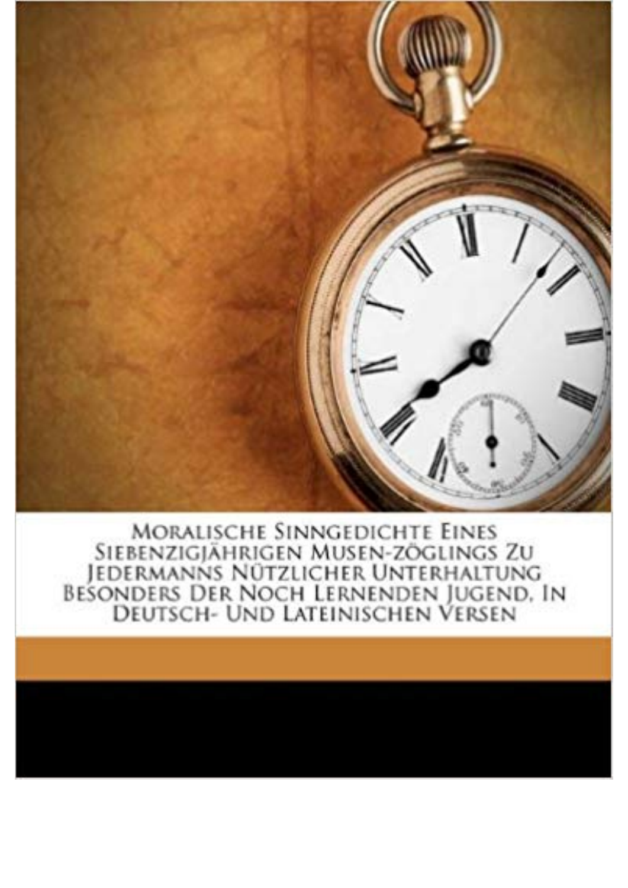# Moralische Sinngedichte Eines Siebenzigjährigen Musen-zöglings Zu Jedermanns Nützlicher Unterhaltung Besonders Der Noch Lernenden Jugend, In Deutsch- Und Lateinischen Versen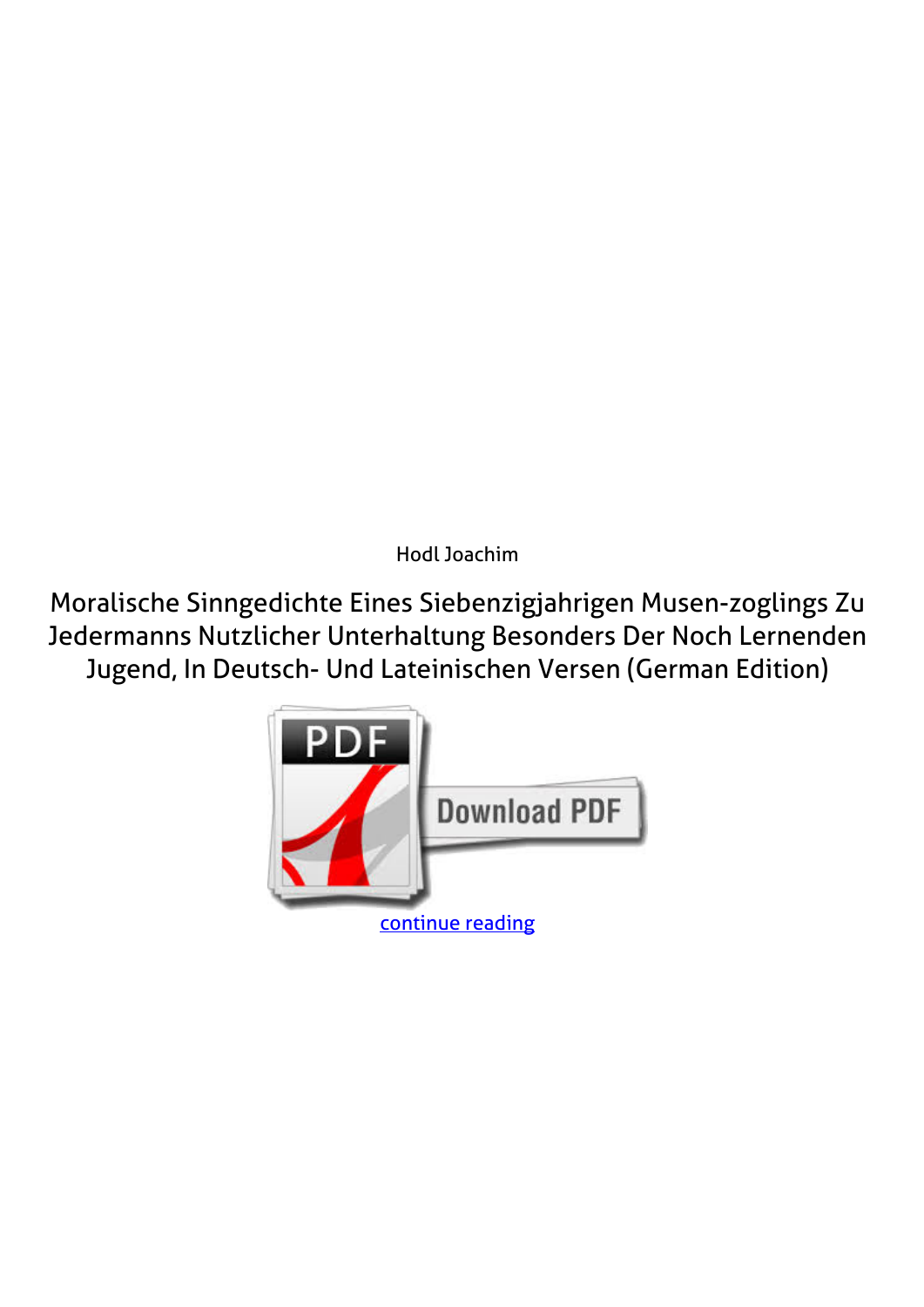Hodl Joachim

# Moralische Sinngedichte Eines Siebenzigjahrigen Musen-zoglings Zu Jedermanns Nutzlicher Unterhaltung Besonders Der Noch Lernenden Jugend, In Deutsch- Und Lateinischen Versen (German Edition)

continue reading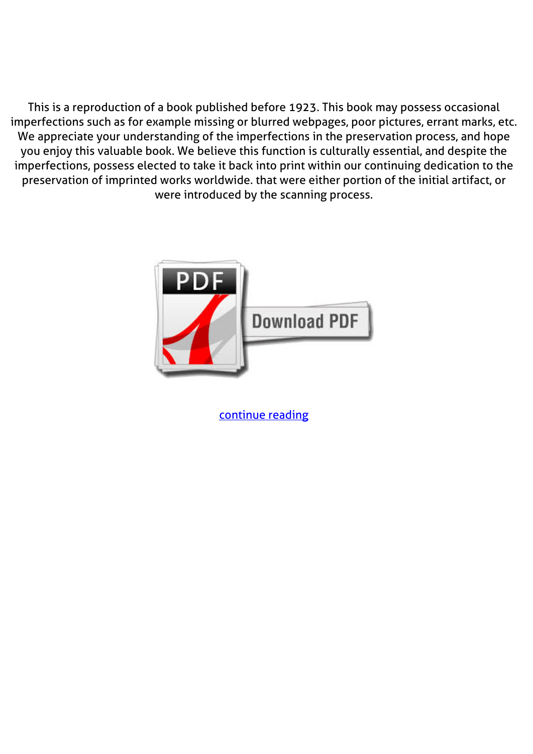This is a reproduction of a book published before 1923. This book may possess occasional imperfections such as for example missing or blurred webpages, poor pictures, errant marks, etc. We appreciate your understanding of the imperfections in the preservation process, and hope you enjoy this valuable book. We believe this function is culturally essential, and despite the imperfections, possess elected to take it back into print within our continuing dedication to the preservation of imprinted works worldwide. that were either portion of the initial artifact, or were introduced by the scanning process.

PDF

Download PDF

continue reading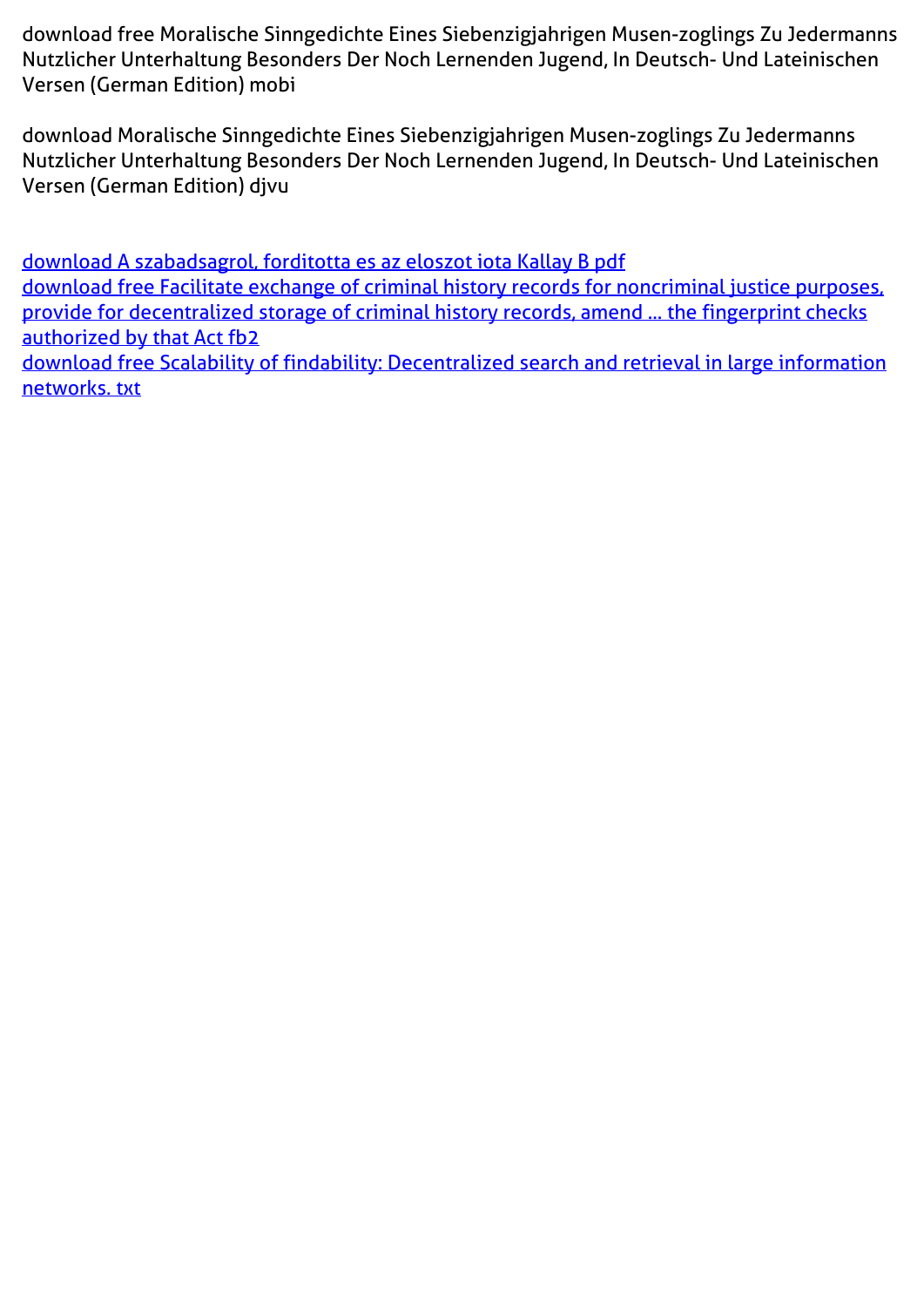download free Moralische Sinngedichte Eines Siebenzigjahrigen Musen-zoglings Zu Jedermanns Nutzlicher Unterhaltung Besonders Der Noch Lernenden Jugend, In Deutsch- Und Lateinischen Versen (German Edition) mobi

download Moralische Sinngedichte Eines Siebenzigjahrigen Musen-zoglings Zu Jedermanns Nutzlicher Unterhaltung Besonders Der Noch Lernenden Jugend, In Deutsch- Und Lateinischen Versen (German Edition) djvu

download A szabadsagrol, forditotta es az eloszot iota Kallay B pdf
download free Facilitate exchange of criminal history records for noncriminal justice purposes, provide for decentralized storage of criminal history records, amend ... the fingerprint checks authorized by that Act fb2
download free Scalability of findability: Decentralized search and retrieval in large information networks. txt